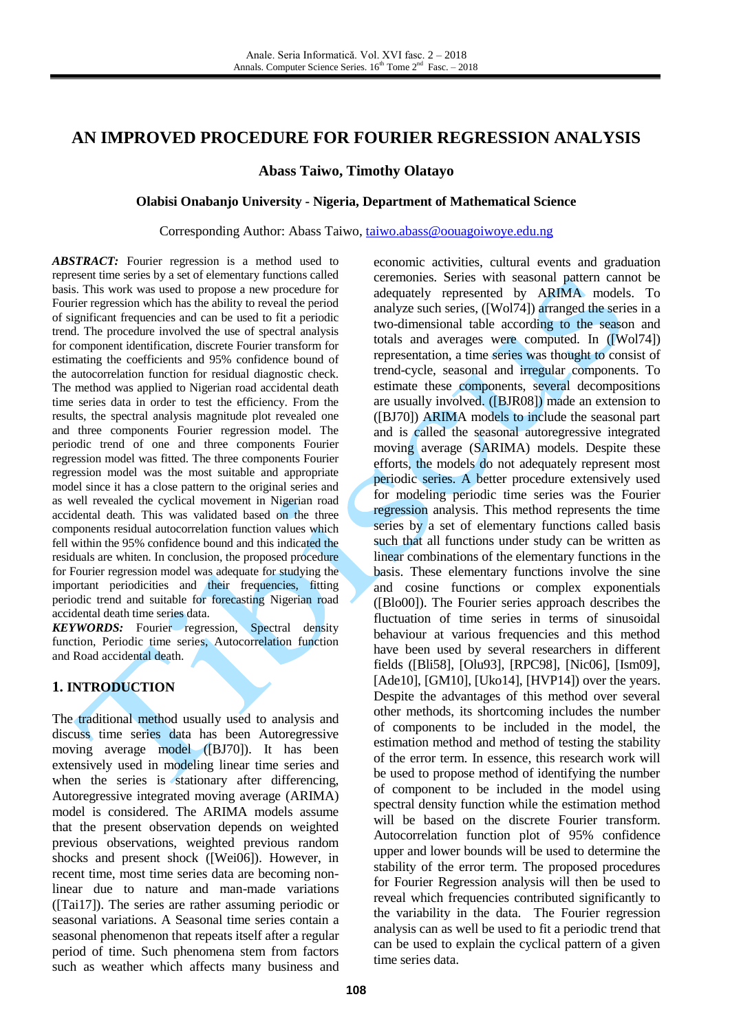# AN IMPROVED PROCEDURE FOR FOURIER REGRESSION ANALYSIS

**Abass Taiwo, Timothy Olatayo**

**Olabisi Onabanjo University - Nigeria, Department of Mathematical Science**

Corresponding Author: Abass Taiwo, taiwo.abass@oouagoiwoye.edu.ng

***ABSTRACT:*** Fourier regression is a method used to represent time series by a set of elementary functions called basis. This work was used to propose a new procedure for Fourier regression which has the ability to reveal the period of significant frequencies and can be used to fit a periodic trend. The procedure involved the use of spectral analysis for component identification, discrete Fourier transform for estimating the coefficients and 95% confidence bound of the autocorrelation function for residual diagnostic check. The method was applied to Nigerian road accidental death time series data in order to test the efficiency. From the results, the spectral analysis magnitude plot revealed one and three components Fourier regression model. The periodic trend of one and three components Fourier regression model was fitted. The three components Fourier regression model was the most suitable and appropriate model since it has a close pattern to the original series and as well revealed the cyclical movement in Nigerian road accidental death. This was validated based on the three components residual autocorrelation function values which fell within the 95% confidence bound and this indicated the residuals are whiten. In conclusion, the proposed procedure for Fourier regression model was adequate for studying the important periodicities and their frequencies, fitting periodic trend and suitable for forecasting Nigerian road accidental death time series data.

***KEYWORDS:*** Fourier regression, Spectral density function, Periodic time series, Autocorrelation function and Road accidental death.

## 1. INTRODUCTION

The traditional method usually used to analysis and discuss time series data has been Autoregressive moving average model ([BJ70]). It has been extensively used in modeling linear time series and when the series is stationary after differencing, Autoregressive integrated moving average (ARIMA) model is considered. The ARIMA models assume that the present observation depends on weighted previous observations, weighted previous random shocks and present shock ([Wei06]). However, in recent time, most time series data are becoming non-linear due to nature and man-made variations ([Tai17]). The series are rather assuming periodic or seasonal variations. A Seasonal time series contain a seasonal phenomenon that repeats itself after a regular period of time. Such phenomena stem from factors such as weather which affects many business and economic activities, cultural events and graduation ceremonies. Series with seasonal pattern cannot be adequately represented by ARIMA models. To analyze such series, ([Wol74]) arranged the series in a two-dimensional table according to the season and totals and averages were computed. In ([Wol74]) representation, a time series was thought to consist of trend-cycle, seasonal and irregular components. To estimate these components, several decompositions are usually involved. ([BJR08]) made an extension to ([BJ70]) ARIMA models to include the seasonal part and is called the seasonal autoregressive integrated moving average (SARIMA) models. Despite these efforts, the models do not adequately represent most periodic series. A better procedure extensively used for modeling periodic time series was the Fourier regression analysis. This method represents the time series by a set of elementary functions called basis such that all functions under study can be written as linear combinations of the elementary functions in the basis. These elementary functions involve the sine and cosine functions or complex exponentials ([Blo00]). The Fourier series approach describes the fluctuation of time series in terms of sinusoidal behaviour at various frequencies and this method have been used by several researchers in different fields ([Bli58], [Olu93], [RPC98], [Nic06], [Ism09], [Ade10], [GM10], [Uko14], [HVP14]) over the years. Despite the advantages of this method over several other methods, its shortcoming includes the number of components to be included in the model, the estimation method and method of testing the stability of the error term. In essence, this research work will be used to propose method of identifying the number of component to be included in the model using spectral density function while the estimation method will be based on the discrete Fourier transform. Autocorrelation function plot of 95% confidence upper and lower bounds will be used to determine the stability of the error term. The proposed procedures for Fourier Regression analysis will then be used to reveal which frequencies contributed significantly to the variability in the data. The Fourier regression analysis can as well be used to fit a periodic trend that can be used to explain the cyclical pattern of a given time series data.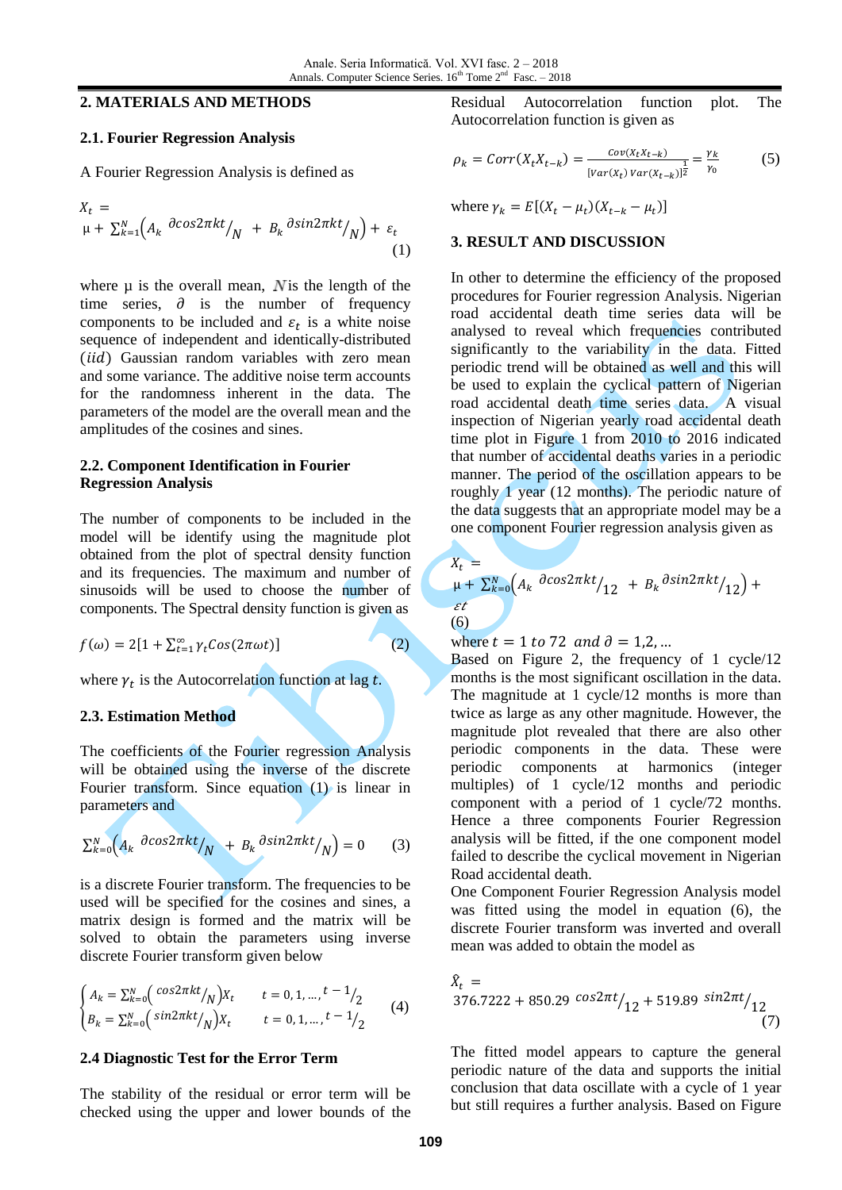## 2. MATERIALS AND METHODS

### 2.1. Fourier Regression Analysis

A Fourier Regression Analysis is defined as

$$X_t = \mu + \sum_{k=1}^{N}\left(A_k \, \partial cos2\pi kt/_N \; + \; B_k \, \partial sin2\pi kt/_N\right) + \varepsilon_t \tag{1}$$

where μ is the overall mean, $N$ is the length of the time series, $\partial$ is the number of frequency components to be included and $\varepsilon_t$ is a white noise sequence of independent and identically-distributed ($iid$) Gaussian random variables with zero mean and some variance. The additive noise term accounts for the randomness inherent in the data. The parameters of the model are the overall mean and the amplitudes of the cosines and sines.

### 2.2. Component Identification in Fourier Regression Analysis

The number of components to be included in the model will be identify using the magnitude plot obtained from the plot of spectral density function and its frequencies. The maximum and number of sinusoids will be used to choose the number of components. The Spectral density function is given as

$$f(\omega) = 2[1 + \sum_{t=1}^{\infty} \gamma_t Cos(2\pi\omega t)] \tag{2}$$

where $\gamma_t$ is the Autocorrelation function at lag $t$.

### 2.3. Estimation Method

The coefficients of the Fourier regression Analysis will be obtained using the inverse of the discrete Fourier transform. Since equation (1) is linear in parameters and

$$\sum_{k=0}^{N}\left(A_k \, \partial cos2\pi kt/_N \; + \; B_k \, \partial sin2\pi kt/_N\right) = 0 \tag{3}$$

is a discrete Fourier transform. The frequencies to be used will be specified for the cosines and sines, a matrix design is formed and the matrix will be solved to obtain the parameters using inverse discrete Fourier transform given below

$$\begin{cases} A_k = \sum_{k=0}^{N}\left(cos2\pi kt/_N\right)X_t & t = 0, 1, \dots, t - 1/_2 \\ B_k = \sum_{k=0}^{N}\left(sin2\pi kt/_N\right)X_t & t = 0, 1, \dots, t - 1/_2 \end{cases} \tag{4}$$

### 2.4 Diagnostic Test for the Error Term

The stability of the residual or error term will be checked using the upper and lower bounds of the Residual Autocorrelation function plot. The Autocorrelation function is given as

$$\rho_k = Corr(X_t X_{t-k}) = \frac{Cov(X_t X_{t-k})}{[Var(X_t)\, Var(X_{t-k})]^{\frac{1}{2}}} = \frac{\gamma_k}{\gamma_0} \tag{5}$$

where $\gamma_k = E[(X_t - \mu_t)(X_{t-k} - \mu_t)]$

## 3. RESULT AND DISCUSSION

In other to determine the efficiency of the proposed procedures for Fourier regression Analysis. Nigerian road accidental death time series data will be analysed to reveal which frequencies contributed significantly to the variability in the data. Fitted periodic trend will be obtained as well and this will be used to explain the cyclical pattern of Nigerian road accidental death time series data. A visual inspection of Nigerian yearly road accidental death time plot in Figure 1 from 2010 to 2016 indicated that number of accidental deaths varies in a periodic manner. The period of the oscillation appears to be roughly 1 year (12 months). The periodic nature of the data suggests that an appropriate model may be a one component Fourier regression analysis given as

$$X_t = \mu + \sum_{k=0}^{N}\left(A_k \, \partial cos2\pi kt/_{12} \; + \; B_k \, \partial sin2\pi kt/_{12}\right) + \varepsilon t \tag{6}$$

where $t = 1 \; to \; 72 \;\; and \; \partial = 1,2, \dots$

Based on Figure 2, the frequency of 1 cycle/12 months is the most significant oscillation in the data. The magnitude at 1 cycle/12 months is more than twice as large as any other magnitude. However, the magnitude plot revealed that there are also other periodic components in the data. These were periodic components at harmonics (integer multiples) of 1 cycle/12 months and periodic component with a period of 1 cycle/72 months. Hence a three components Fourier Regression analysis will be fitted, if the one component model failed to describe the cyclical movement in Nigerian Road accidental death.

One Component Fourier Regression Analysis model was fitted using the model in equation (6), the discrete Fourier transform was inverted and overall mean was added to obtain the model as

$$\hat{X}_t = 376.7222 + 850.29 \; cos2\pi t/_{12} + 519.89 \; sin2\pi t/_{12} \tag{7}$$

The fitted model appears to capture the general periodic nature of the data and supports the initial conclusion that data oscillate with a cycle of 1 year but still requires a further analysis. Based on Figure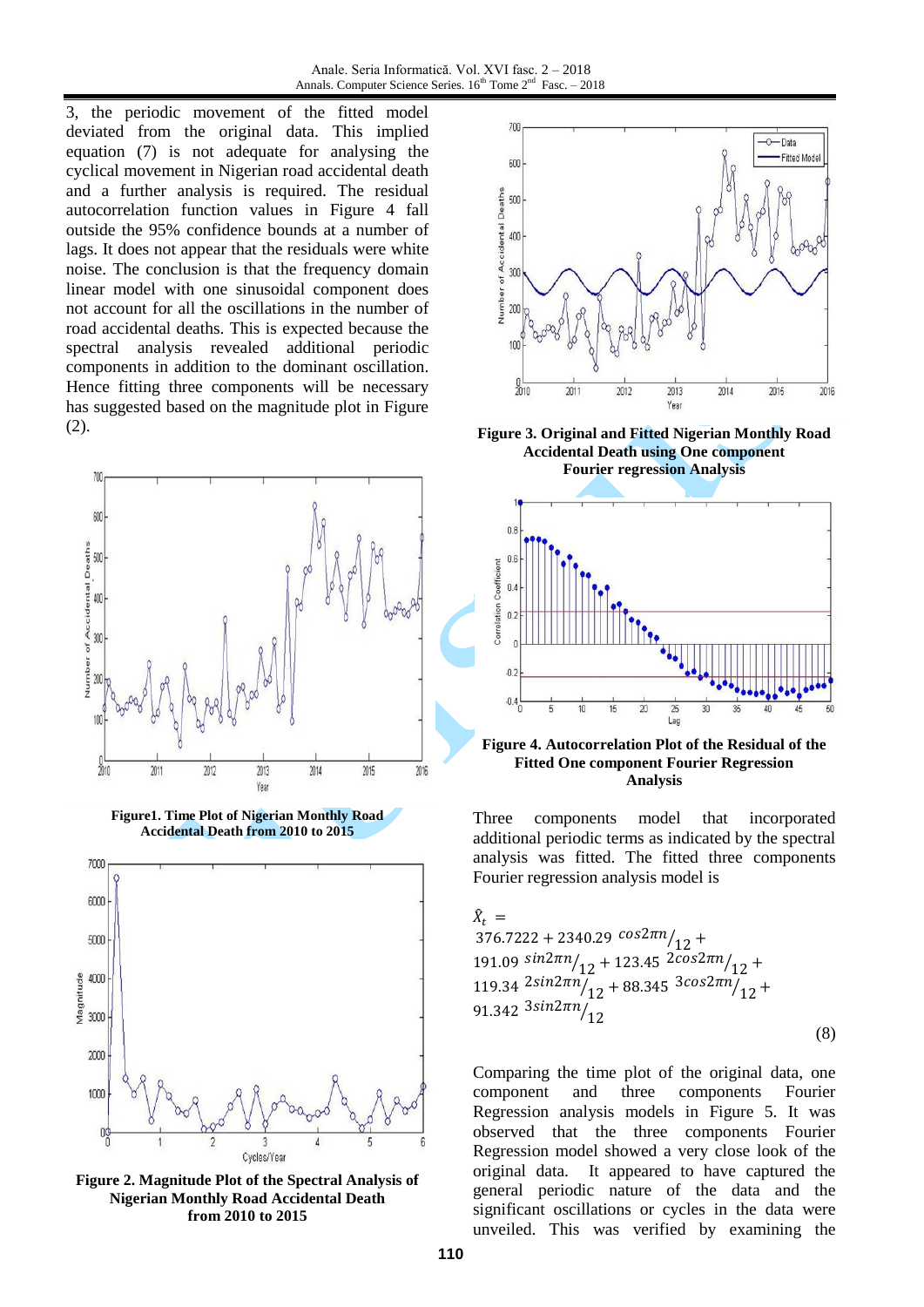3, the periodic movement of the fitted model deviated from the original data. This implied equation (7) is not adequate for analysing the cyclical movement in Nigerian road accidental death and a further analysis is required. The residual autocorrelation function values in Figure 4 fall outside the 95% confidence bounds at a number of lags. It does not appear that the residuals were white noise. The conclusion is that the frequency domain linear model with one sinusoidal component does not account for all the oscillations in the number of road accidental deaths. This is expected because the spectral analysis revealed additional periodic components in addition to the dominant oscillation. Hence fitting three components will be necessary has suggested based on the magnitude plot in Figure (2).

**Figure1. Time Plot of Nigerian Monthly Road Accidental Death from 2010 to 2015**

**Figure 2. Magnitude Plot of the Spectral Analysis of Nigerian Monthly Road Accidental Death from 2010 to 2015**

**Figure 3. Original and Fitted Nigerian Monthly Road Accidental Death using One component Fourier regression Analysis**

**Figure 4. Autocorrelation Plot of the Residual of the Fitted One component Fourier Regression Analysis**

Three components model that incorporated additional periodic terms as indicated by the spectral analysis was fitted. The fitted three components Fourier regression analysis model is

$$\hat{X}_t = 376.7222 + 2340.29\ {}^{cos2\pi n}/_{12} + 191.09\ {}^{sin2\pi n}/_{12} + 123.45\ {}^{2cos2\pi n}/_{12} + 119.34\ {}^{2sin2\pi n}/_{12} + 88.345\ {}^{3cos2\pi n}/_{12} + 91.342\ {}^{3sin2\pi n}/_{12} \quad (8)$$

Comparing the time plot of the original data, one component and three components Fourier Regression analysis models in Figure 5. It was observed that the three components Fourier Regression model showed a very close look of the original data. It appeared to have captured the general periodic nature of the data and the significant oscillations or cycles in the data were unveiled. This was verified by examining the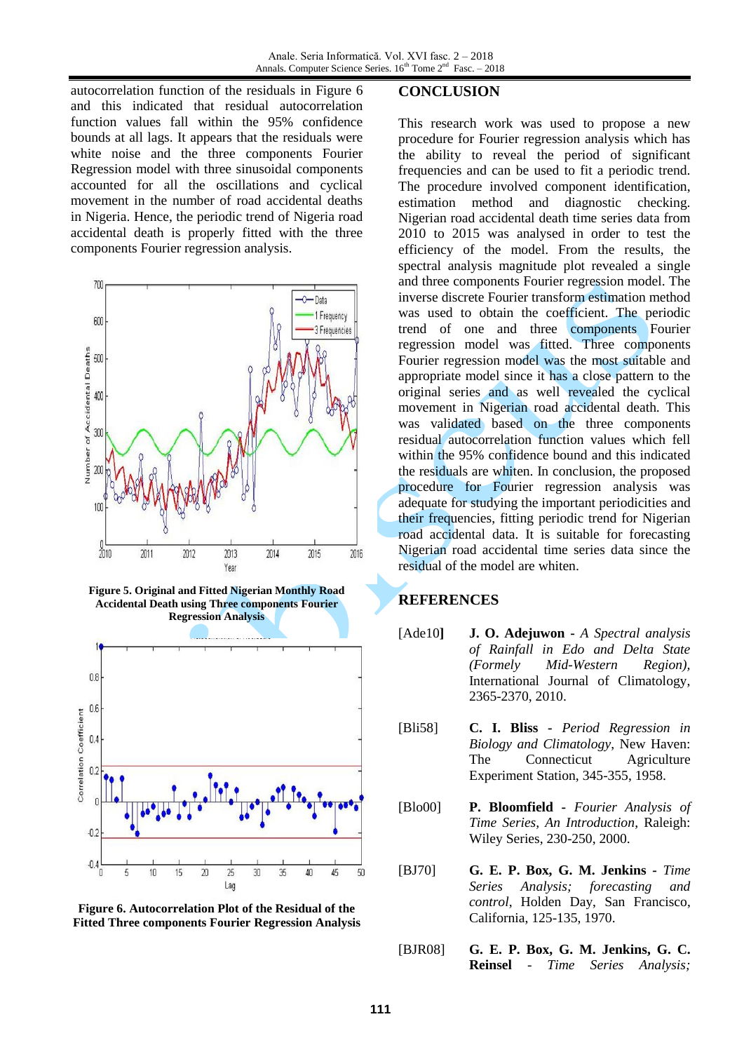autocorrelation function of the residuals in Figure 6 and this indicated that residual autocorrelation function values fall within the 95% confidence bounds at all lags. It appears that the residuals were white noise and the three components Fourier Regression model with three sinusoidal components accounted for all the oscillations and cyclical movement in the number of road accidental deaths in Nigeria. Hence, the periodic trend of Nigeria road accidental death is properly fitted with the three components Fourier regression analysis.

**Figure 5. Original and Fitted Nigerian Monthly Road Accidental Death using Three components Fourier Regression Analysis**

**Figure 6. Autocorrelation Plot of the Residual of the Fitted Three components Fourier Regression Analysis**

## CONCLUSION

This research work was used to propose a new procedure for Fourier regression analysis which has the ability to reveal the period of significant frequencies and can be used to fit a periodic trend. The procedure involved component identification, estimation method and diagnostic checking. Nigerian road accidental death time series data from 2010 to 2015 was analysed in order to test the efficiency of the model. From the results, the spectral analysis magnitude plot revealed a single and three components Fourier regression model. The inverse discrete Fourier transform estimation method was used to obtain the coefficient. The periodic trend of one and three components Fourier regression model was fitted. Three components Fourier regression model was the most suitable and appropriate model since it has a close pattern to the original series and as well revealed the cyclical movement in Nigerian road accidental death. This was validated based on the three components residual autocorrelation function values which fell within the 95% confidence bound and this indicated the residuals are whiten. In conclusion, the proposed procedure for Fourier regression analysis was adequate for studying the important periodicities and their frequencies, fitting periodic trend for Nigerian road accidental data. It is suitable for forecasting Nigerian road accidental time series data since the residual of the model are whiten.

## REFERENCES

[Ade10] **J. O. Adejuwon** - *A Spectral analysis of Rainfall in Edo and Delta State (Formely Mid-Western Region)*, International Journal of Climatology, 2365-2370, 2010.

[Bli58] **C. I. Bliss** - *Period Regression in Biology and Climatology*, New Haven: The Connecticut Agriculture Experiment Station, 345-355, 1958.

[Blo00] **P. Bloomfield** - *Fourier Analysis of Time Series, An Introduction*, Raleigh: Wiley Series, 230-250, 2000.

[BJ70] **G. E. P. Box, G. M. Jenkins** - *Time Series Analysis; forecasting and control*, Holden Day, San Francisco, California, 125-135, 1970.

[BJR08] **G. E. P. Box, G. M. Jenkins, G. C. Reinsel** - *Time Series Analysis;*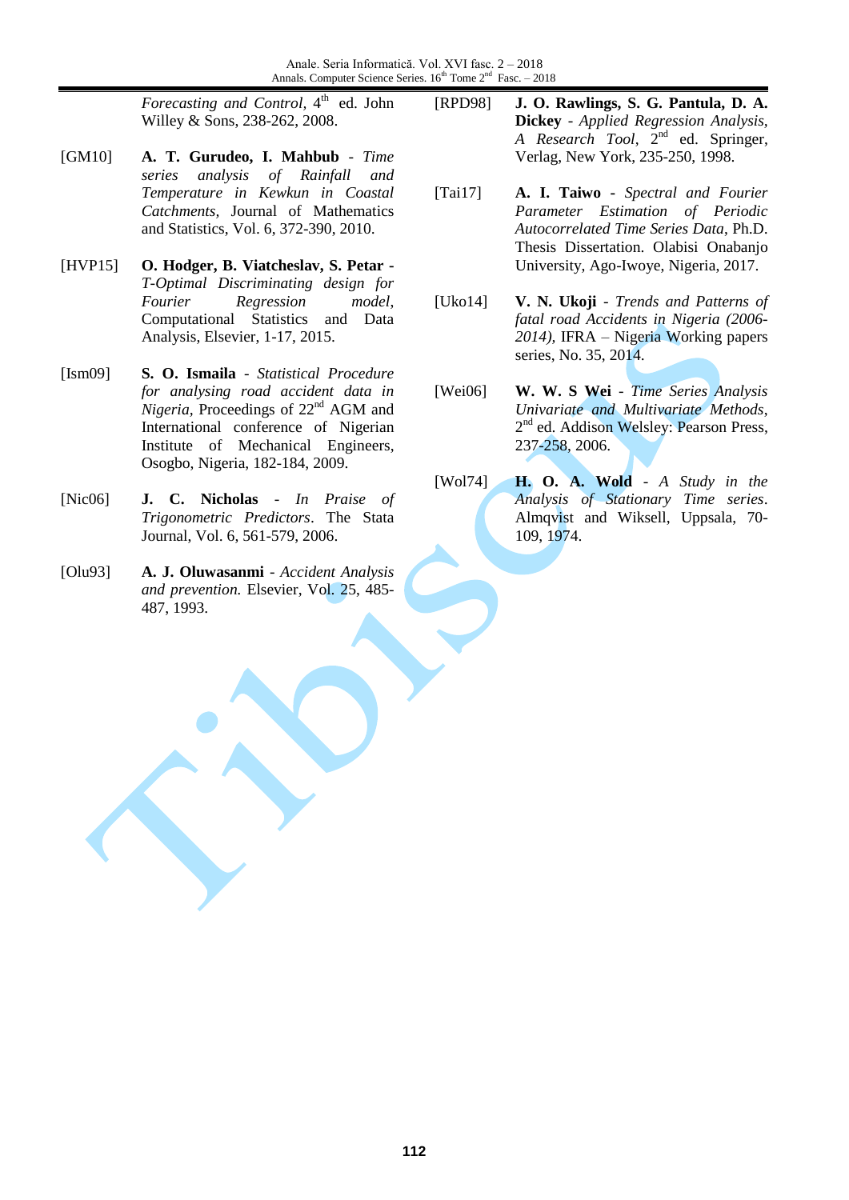*Forecasting and Control*, 4th ed. John Willey & Sons, 238-262, 2008.

[GM10] **A. T. Gurudeo, I. Mahbub** - *Time series analysis of Rainfall and Temperature in Kewkun in Coastal Catchments,* Journal of Mathematics and Statistics, Vol. 6, 372-390, 2010.

[HVP15] **O. Hodger, B. Viatcheslav, S. Petar** - *T-Optimal Discriminating design for Fourier Regression model*, Computational Statistics and Data Analysis, Elsevier, 1-17, 2015.

[Ism09] **S. O. Ismaila** - *Statistical Procedure for analysing road accident data in Nigeria*, Proceedings of 22nd AGM and International conference of Nigerian Institute of Mechanical Engineers, Osogbo, Nigeria, 182-184, 2009.

[Nic06] **J. C. Nicholas** - *In Praise of Trigonometric Predictors*. The Stata Journal, Vol. 6, 561-579, 2006.

[Olu93] **A. J. Oluwasanmi** - *Accident Analysis and prevention.* Elsevier, Vol. 25, 485-487, 1993.

[RPD98] **J. O. Rawlings, S. G. Pantula, D. A. Dickey** - *Applied Regression Analysis, A Research Tool*, 2nd ed. Springer, Verlag, New York, 235-250, 1998.

[Tai17] **A. I. Taiwo** - *Spectral and Fourier Parameter Estimation of Periodic Autocorrelated Time Series Data*, Ph.D. Thesis Dissertation. Olabisi Onabanjo University, Ago-Iwoye, Nigeria, 2017.

[Uko14] **V. N. Ukoji** - *Trends and Patterns of fatal road Accidents in Nigeria (2006-2014),* IFRA – Nigeria Working papers series, No. 35, 2014.

[Wei06] **W. W. S Wei** - *Time Series Analysis Univariate and Multivariate Methods*, 2nd ed. Addison Welsley: Pearson Press, 237-258, 2006.

[Wol74] **H. O. A. Wold** - *A Study in the Analysis of Stationary Time series*. Almqvist and Wiksell, Uppsala, 70-109, 1974.